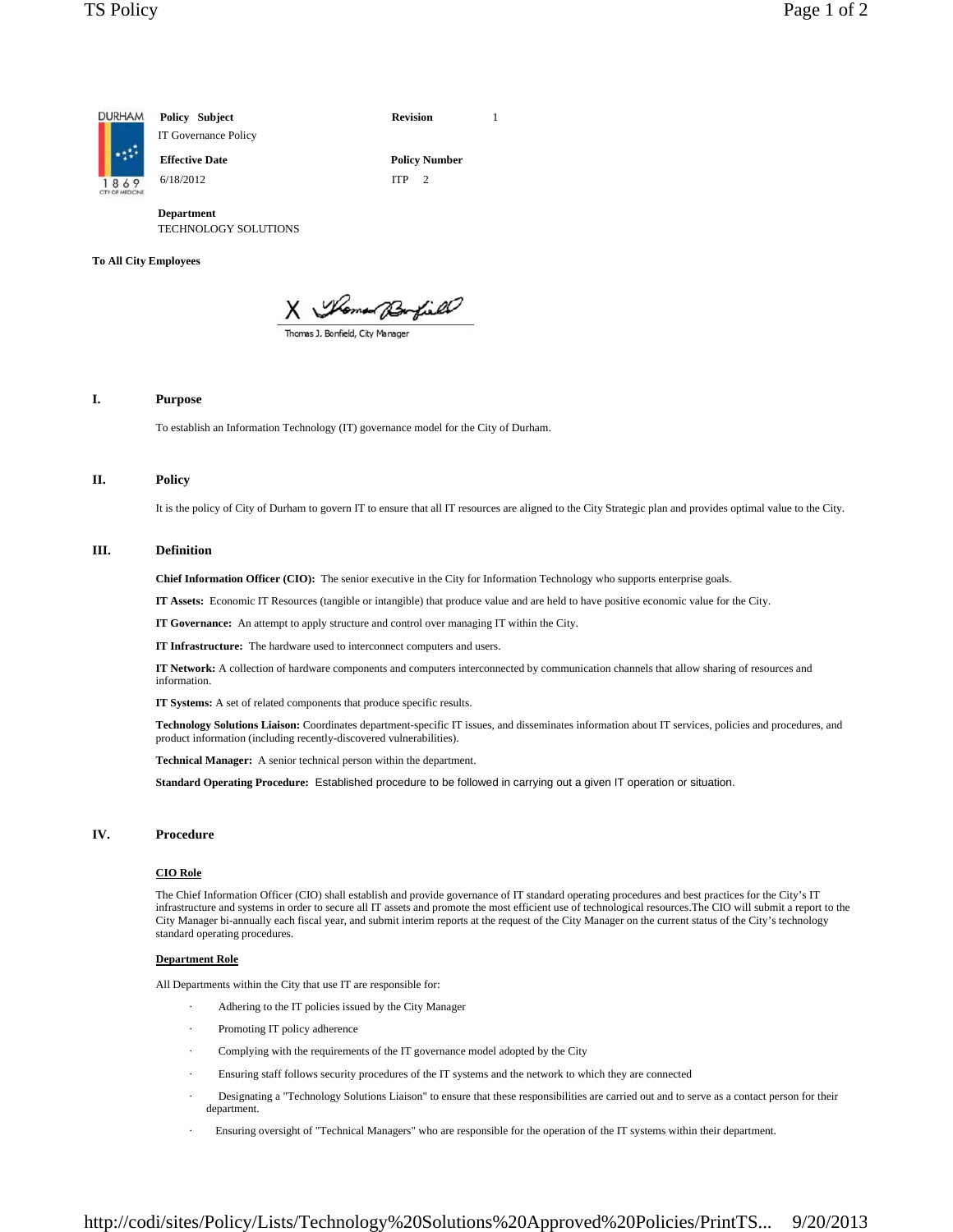| | | | |
|---|---|---|---|
| **Policy Subject** | | **Revision** | 1 |
| IT Governance Policy | | | |
| **Effective Date** | | **Policy Number** | |
| 6/18/2012 | | ITP 2 | |

**Department**
TECHNOLOGY SOLUTIONS

**To All City Employees**

X Thomas Bonfield
Thomas J. Bonfield, City Manager

## I. Purpose

To establish an Information Technology (IT) governance model for the City of Durham.

## II. Policy

It is the policy of City of Durham to govern IT to ensure that all IT resources are aligned to the City Strategic plan and provides optimal value to the City.

## III. Definition

**Chief Information Officer (CIO):** The senior executive in the City for Information Technology who supports enterprise goals.

**IT Assets:** Economic IT Resources (tangible or intangible) that produce value and are held to have positive economic value for the City.

**IT Governance:** An attempt to apply structure and control over managing IT within the City.

**IT Infrastructure:** The hardware used to interconnect computers and users.

**IT Network:** A collection of hardware components and computers interconnected by communication channels that allow sharing of resources and information.

**IT Systems:** A set of related components that produce specific results.

**Technology Solutions Liaison:** Coordinates department-specific IT issues, and disseminates information about IT services, policies and procedures, and product information (including recently-discovered vulnerabilities).

**Technical Manager:** A senior technical person within the department.

**Standard Operating Procedure:** Established procedure to be followed in carrying out a given IT operation or situation.

## IV. Procedure

### CIO Role

The Chief Information Officer (CIO) shall establish and provide governance of IT standard operating procedures and best practices for the City's IT infrastructure and systems in order to secure all IT assets and promote the most efficient use of technological resources.The CIO will submit a report to the City Manager bi-annually each fiscal year, and submit interim reports at the request of the City Manager on the current status of the City's technology standard operating procedures.

### Department Role

All Departments within the City that use IT are responsible for:

- Adhering to the IT policies issued by the City Manager
- Promoting IT policy adherence
- Complying with the requirements of the IT governance model adopted by the City
- Ensuring staff follows security procedures of the IT systems and the network to which they are connected
- Designating a "Technology Solutions Liaison" to ensure that these responsibilities are carried out and to serve as a contact person for their department.
- Ensuring oversight of "Technical Managers" who are responsible for the operation of the IT systems within their department.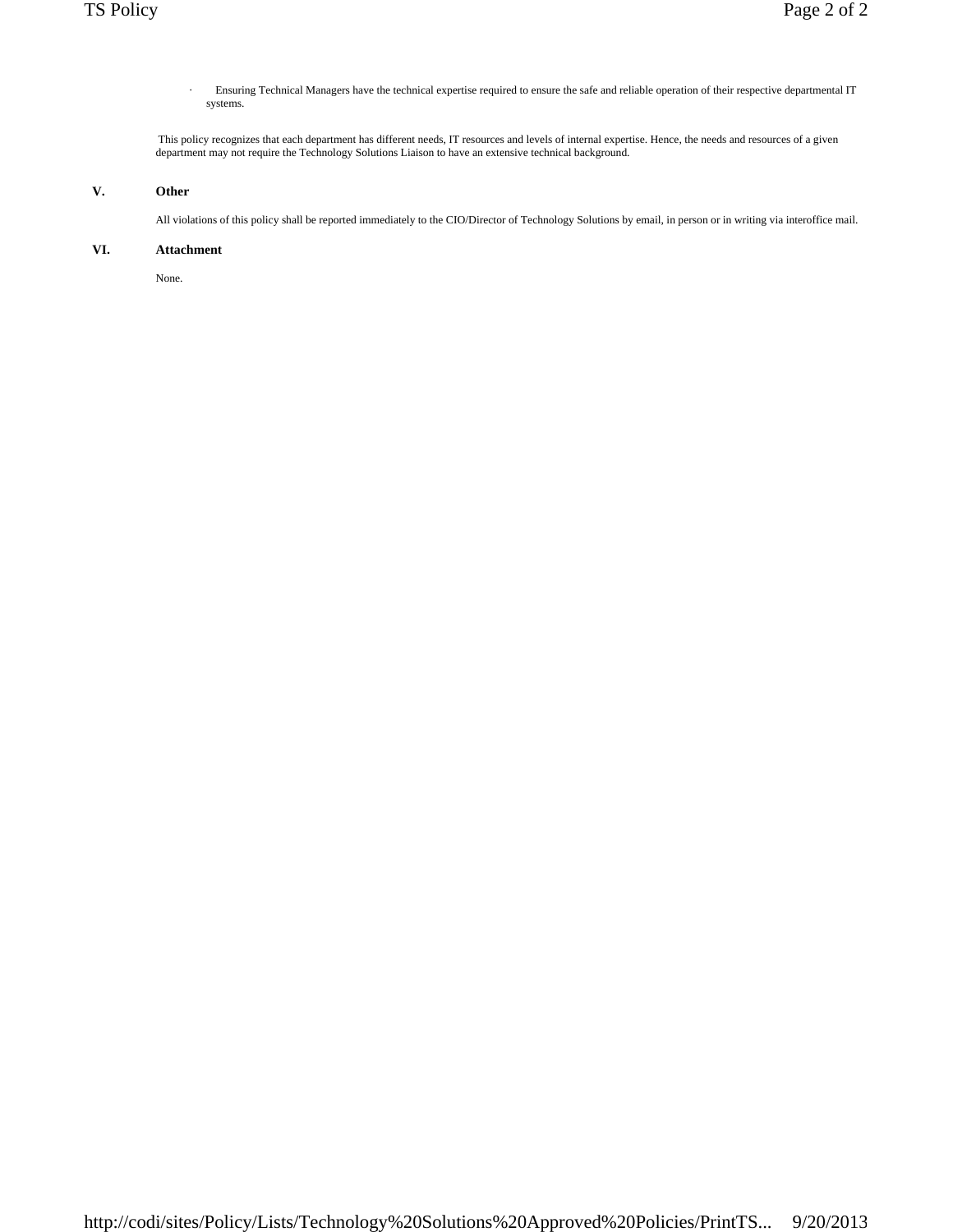- Ensuring Technical Managers have the technical expertise required to ensure the safe and reliable operation of their respective departmental IT systems.

This policy recognizes that each department has different needs, IT resources and levels of internal expertise. Hence, the needs and resources of a given department may not require the Technology Solutions Liaison to have an extensive technical background.

## V. Other

All violations of this policy shall be reported immediately to the CIO/Director of Technology Solutions by email, in person or in writing via interoffice mail.

## VI. Attachment

None.